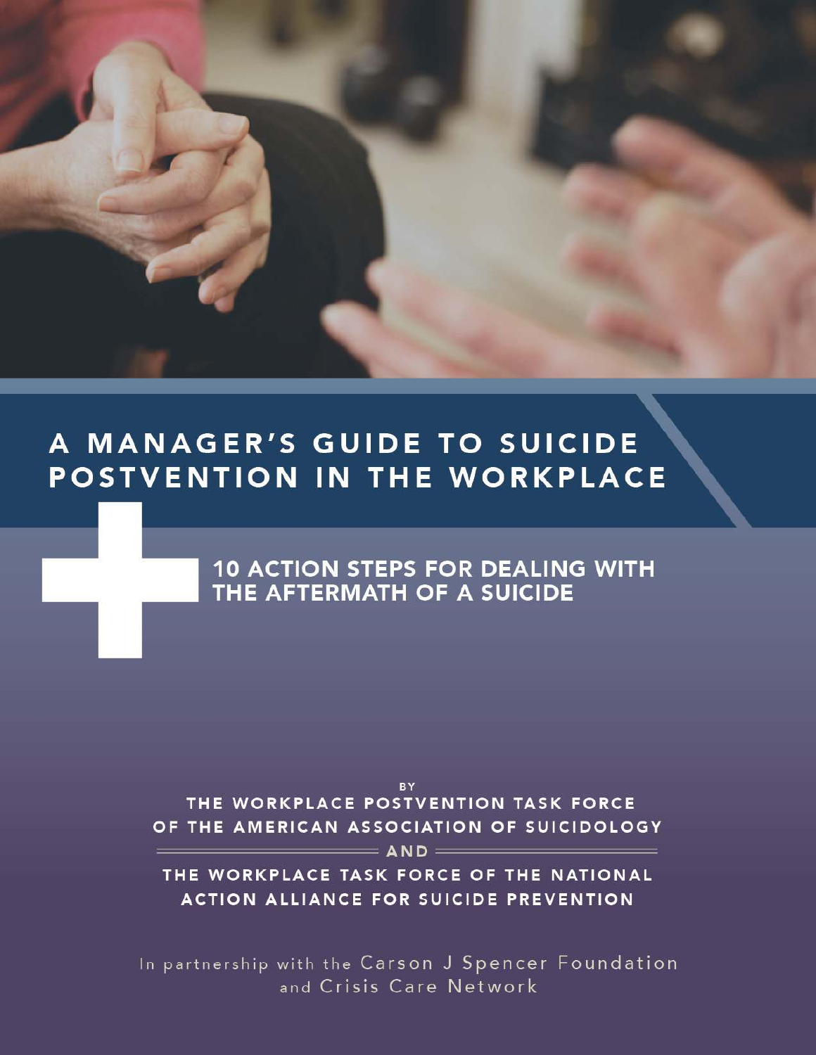# A MANAGER'S GUIDE TO SUICIDE POSTVENTION IN THE WORKPLACE

## 10 ACTION STEPS FOR DEALING WITH THE AFTERMATH OF A SUICIDE

BY

THE WORKPLACE POSTVENTION TASK FORCE OF THE AMERICAN ASSOCIATION OF SUICIDOLOGY

AND

THE WORKPLACE TASK FORCE OF THE NATIONAL ACTION ALLIANCE FOR SUICIDE PREVENTION

In partnership with the Carson J Spencer Foundation and Crisis Care Network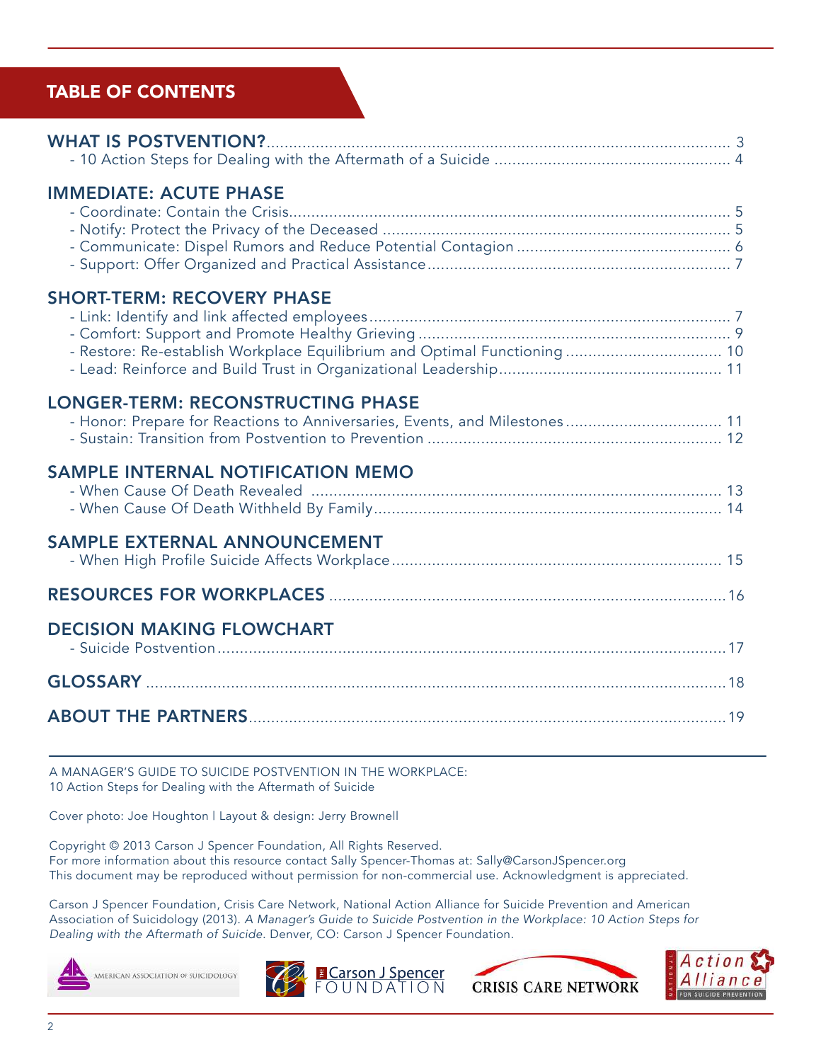## TABLE OF CONTENTS

**WHAT IS POSTVENTION?** ........ 3
- 10 Action Steps for Dealing with the Aftermath of a Suicide ........ 4

**IMMEDIATE: ACUTE PHASE**
- Coordinate: Contain the Crisis........ 5
- Notify: Protect the Privacy of the Deceased ........ 5
- Communicate: Dispel Rumors and Reduce Potential Contagion ........ 6
- Support: Offer Organized and Practical Assistance........ 7

**SHORT-TERM: RECOVERY PHASE**
- Link: Identify and link affected employees........ 7
- Comfort: Support and Promote Healthy Grieving ........ 9
- Restore: Re-establish Workplace Equilibrium and Optimal Functioning ........ 10
- Lead: Reinforce and Build Trust in Organizational Leadership........ 11

**LONGER-TERM: RECONSTRUCTING PHASE**
- Honor: Prepare for Reactions to Anniversaries, Events, and Milestones ........ 11
- Sustain: Transition from Postvention to Prevention ........ 12

**SAMPLE INTERNAL NOTIFICATION MEMO**
- When Cause Of Death Revealed ........ 13
- When Cause Of Death Withheld By Family........ 14

**SAMPLE EXTERNAL ANNOUNCEMENT**
- When High Profile Suicide Affects Workplace........ 15

**RESOURCES FOR WORKPLACES** ........ 16

**DECISION MAKING FLOWCHART**
- Suicide Postvention........ 17

**GLOSSARY** ........ 18

**ABOUT THE PARTNERS** ........ 19

---

A MANAGER'S GUIDE TO SUICIDE POSTVENTION IN THE WORKPLACE:
10 Action Steps for Dealing with the Aftermath of Suicide

Cover photo: Joe Houghton | Layout & design: Jerry Brownell

Copyright © 2013 Carson J Spencer Foundation, All Rights Reserved.
For more information about this resource contact Sally Spencer-Thomas at: Sally@CarsonJSpencer.org
This document may be reproduced without permission for non-commercial use. Acknowledgment is appreciated.

Carson J Spencer Foundation, Crisis Care Network, National Action Alliance for Suicide Prevention and American Association of Suicidology (2013). *A Manager's Guide to Suicide Postvention in the Workplace: 10 Action Steps for Dealing with the Aftermath of Suicide.* Denver, CO: Carson J Spencer Foundation.

AMERICAN ASSOCIATION OF SUICIDOLOGY | Carson J Spencer FOUNDATION | CRISIS CARE NETWORK | NATIONAL Action Alliance FOR SUICIDE PREVENTION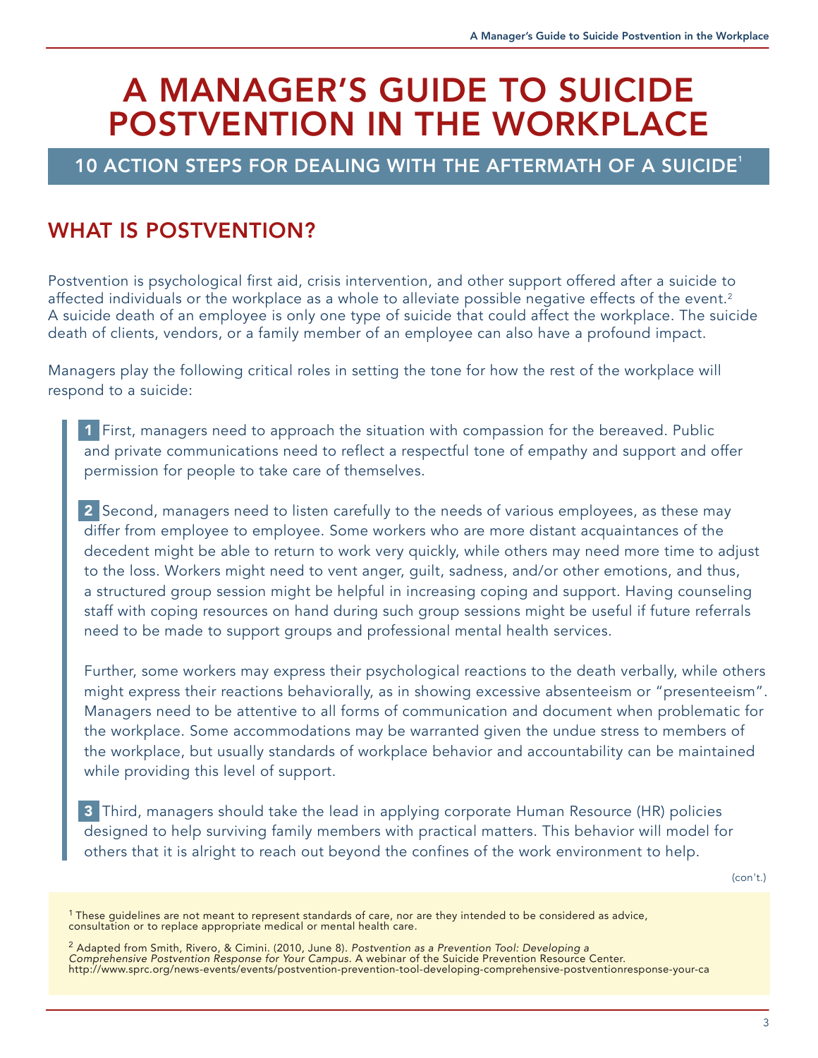# A MANAGER'S GUIDE TO SUICIDE POSTVENTION IN THE WORKPLACE

## 10 ACTION STEPS FOR DEALING WITH THE AFTERMATH OF A SUICIDE[1]

## WHAT IS POSTVENTION?

Postvention is psychological first aid, crisis intervention, and other support offered after a suicide to affected individuals or the workplace as a whole to alleviate possible negative effects of the event.[2] A suicide death of an employee is only one type of suicide that could affect the workplace. The suicide death of clients, vendors, or a family member of an employee can also have a profound impact.

Managers play the following critical roles in setting the tone for how the rest of the workplace will respond to a suicide:

**1** First, managers need to approach the situation with compassion for the bereaved. Public and private communications need to reflect a respectful tone of empathy and support and offer permission for people to take care of themselves.

**2** Second, managers need to listen carefully to the needs of various employees, as these may differ from employee to employee. Some workers who are more distant acquaintances of the decedent might be able to return to work very quickly, while others may need more time to adjust to the loss. Workers might need to vent anger, guilt, sadness, and/or other emotions, and thus, a structured group session might be helpful in increasing coping and support. Having counseling staff with coping resources on hand during such group sessions might be useful if future referrals need to be made to support groups and professional mental health services.

Further, some workers may express their psychological reactions to the death verbally, while others might express their reactions behaviorally, as in showing excessive absenteeism or "presenteeism". Managers need to be attentive to all forms of communication and document when problematic for the workplace. Some accommodations may be warranted given the undue stress to members of the workplace, but usually standards of workplace behavior and accountability can be maintained while providing this level of support.

**3** Third, managers should take the lead in applying corporate Human Resource (HR) policies designed to help surviving family members with practical matters. This behavior will model for others that it is alright to reach out beyond the confines of the work environment to help.

(con't.)

[1] These guidelines are not meant to represent standards of care, nor are they intended to be considered as advice, consultation or to replace appropriate medical or mental health care.

[2] Adapted from Smith, Rivero, & Cimini. (2010, June 8). *Postvention as a Prevention Tool: Developing a Comprehensive Postvention Response for Your Campus.* A webinar of the Suicide Prevention Resource Center. http://www.sprc.org/news-events/events/postvention-prevention-tool-developing-comprehensive-postventionresponse-your-ca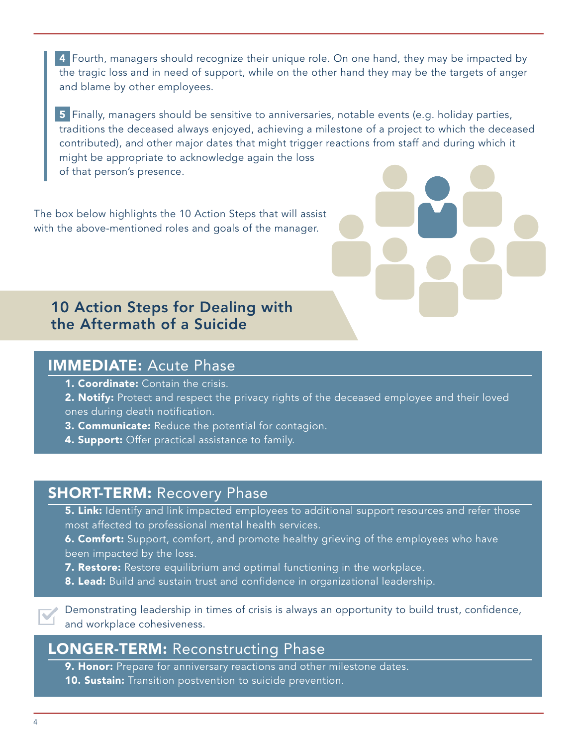**4** Fourth, managers should recognize their unique role. On one hand, they may be impacted by the tragic loss and in need of support, while on the other hand they may be the targets of anger and blame by other employees.

**5** Finally, managers should be sensitive to anniversaries, notable events (e.g. holiday parties, traditions the deceased always enjoyed, achieving a milestone of a project to which the deceased contributed), and other major dates that might trigger reactions from staff and during which it might be appropriate to acknowledge again the loss of that person's presence.

The box below highlights the 10 Action Steps that will assist with the above-mentioned roles and goals of the manager.

## 10 Action Steps for Dealing with the Aftermath of a Suicide

### IMMEDIATE: Acute Phase

1. **Coordinate:** Contain the crisis.
2. **Notify:** Protect and respect the privacy rights of the deceased employee and their loved ones during death notification.
3. **Communicate:** Reduce the potential for contagion.
4. **Support:** Offer practical assistance to family.

### SHORT-TERM: Recovery Phase

5. **Link:** Identify and link impacted employees to additional support resources and refer those most affected to professional mental health services.
6. **Comfort:** Support, comfort, and promote healthy grieving of the employees who have been impacted by the loss.
7. **Restore:** Restore equilibrium and optimal functioning in the workplace.
8. **Lead:** Build and sustain trust and confidence in organizational leadership.

Demonstrating leadership in times of crisis is always an opportunity to build trust, confidence, and workplace cohesiveness.

### LONGER-TERM: Reconstructing Phase

9. **Honor:** Prepare for anniversary reactions and other milestone dates.
10. **Sustain:** Transition postvention to suicide prevention.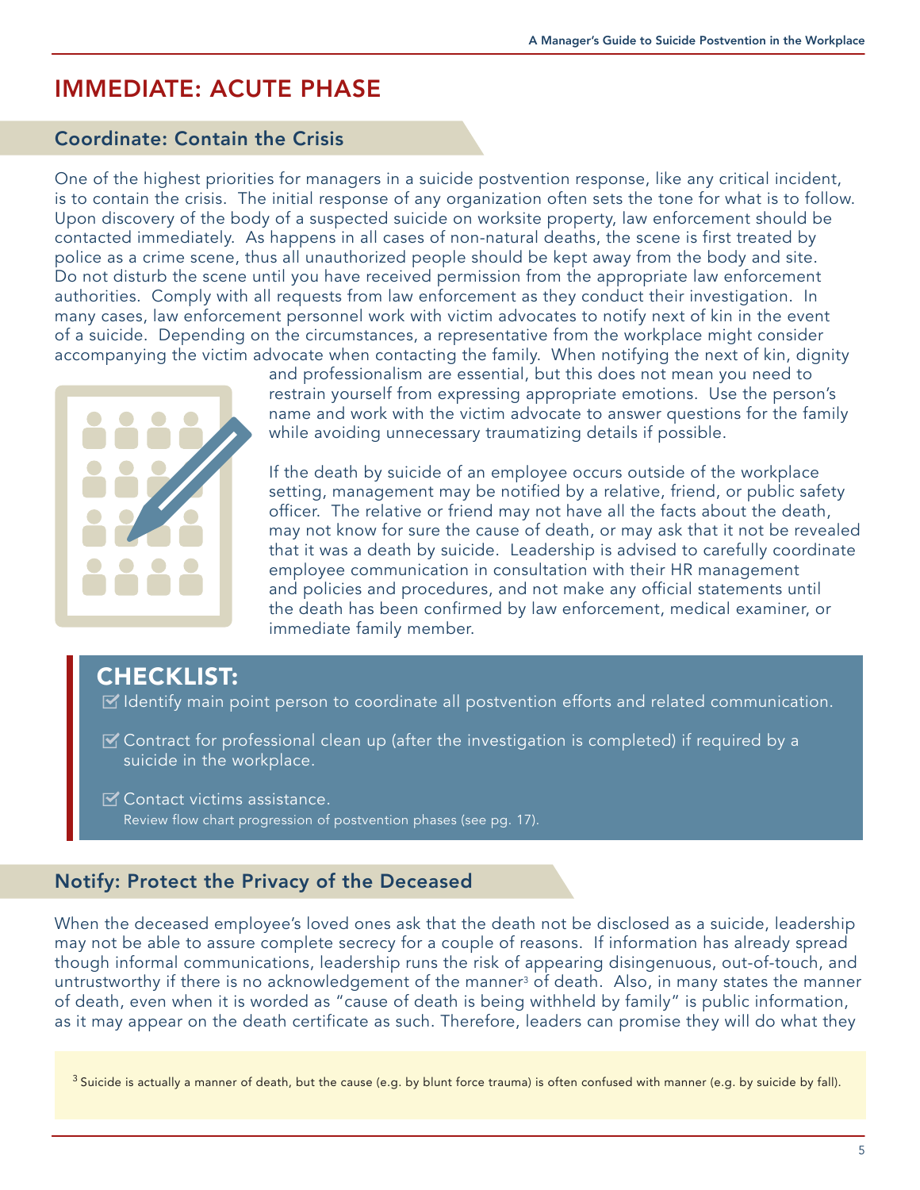# IMMEDIATE: ACUTE PHASE

## Coordinate: Contain the Crisis

One of the highest priorities for managers in a suicide postvention response, like any critical incident, is to contain the crisis. The initial response of any organization often sets the tone for what is to follow. Upon discovery of the body of a suspected suicide on worksite property, law enforcement should be contacted immediately. As happens in all cases of non-natural deaths, the scene is first treated by police as a crime scene, thus all unauthorized people should be kept away from the body and site. Do not disturb the scene until you have received permission from the appropriate law enforcement authorities. Comply with all requests from law enforcement as they conduct their investigation. In many cases, law enforcement personnel work with victim advocates to notify next of kin in the event of a suicide. Depending on the circumstances, a representative from the workplace might consider accompanying the victim advocate when contacting the family. When notifying the next of kin, dignity and professionalism are essential, but this does not mean you need to restrain yourself from expressing appropriate emotions. Use the person's name and work with the victim advocate to answer questions for the family while avoiding unnecessary traumatizing details if possible.

If the death by suicide of an employee occurs outside of the workplace setting, management may be notified by a relative, friend, or public safety officer. The relative or friend may not have all the facts about the death, may not know for sure the cause of death, or may ask that it not be revealed that it was a death by suicide. Leadership is advised to carefully coordinate employee communication in consultation with their HR management and policies and procedures, and not make any official statements until the death has been confirmed by law enforcement, medical examiner, or immediate family member.

### CHECKLIST:

- ☑ Identify main point person to coordinate all postvention efforts and related communication.
- ☑ Contract for professional clean up (after the investigation is completed) if required by a suicide in the workplace.
- ☑ Contact victims assistance.

Review flow chart progression of postvention phases (see pg. 17).

## Notify: Protect the Privacy of the Deceased

When the deceased employee's loved ones ask that the death not be disclosed as a suicide, leadership may not be able to assure complete secrecy for a couple of reasons. If information has already spread though informal communications, leadership runs the risk of appearing disingenuous, out-of-touch, and untrustworthy if there is no acknowledgement of the manner[3] of death. Also, in many states the manner of death, even when it is worded as "cause of death is being withheld by family" is public information, as it may appear on the death certificate as such. Therefore, leaders can promise they will do what they

[3] Suicide is actually a manner of death, but the cause (e.g. by blunt force trauma) is often confused with manner (e.g. by suicide by fall).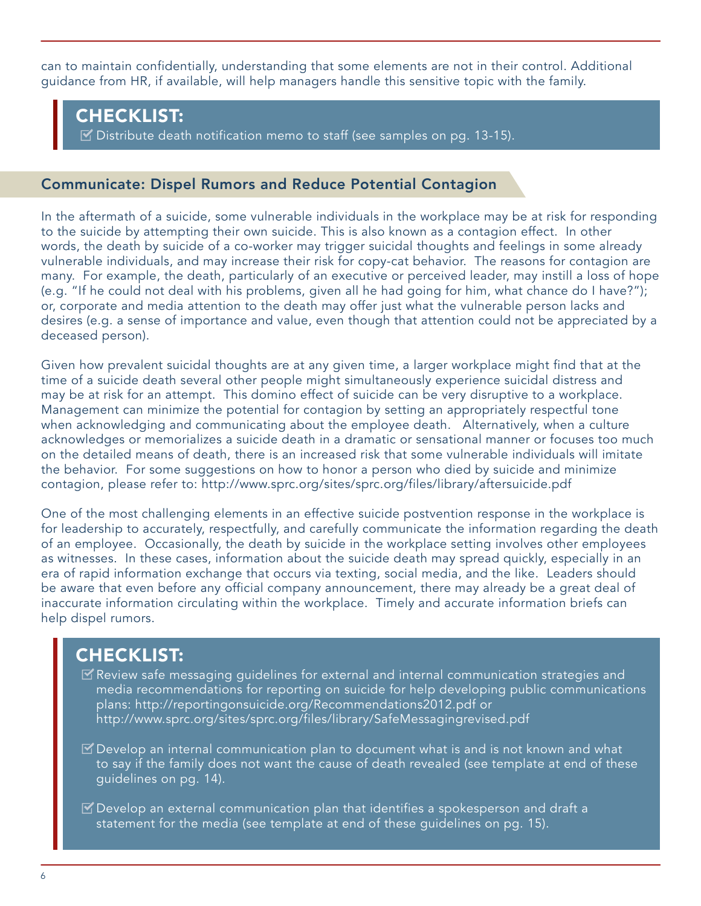can to maintain confidentially, understanding that some elements are not in their control. Additional guidance from HR, if available, will help managers handle this sensitive topic with the family.

> **CHECKLIST:**
> - [x] Distribute death notification memo to staff (see samples on pg. 13-15).

## Communicate: Dispel Rumors and Reduce Potential Contagion

In the aftermath of a suicide, some vulnerable individuals in the workplace may be at risk for responding to the suicide by attempting their own suicide. This is also known as a contagion effect. In other words, the death by suicide of a co-worker may trigger suicidal thoughts and feelings in some already vulnerable individuals, and may increase their risk for copy-cat behavior. The reasons for contagion are many. For example, the death, particularly of an executive or perceived leader, may instill a loss of hope (e.g. "If he could not deal with his problems, given all he had going for him, what chance do I have?"); or, corporate and media attention to the death may offer just what the vulnerable person lacks and desires (e.g. a sense of importance and value, even though that attention could not be appreciated by a deceased person).

Given how prevalent suicidal thoughts are at any given time, a larger workplace might find that at the time of a suicide death several other people might simultaneously experience suicidal distress and may be at risk for an attempt. This domino effect of suicide can be very disruptive to a workplace. Management can minimize the potential for contagion by setting an appropriately respectful tone when acknowledging and communicating about the employee death. Alternatively, when a culture acknowledges or memorializes a suicide death in a dramatic or sensational manner or focuses too much on the detailed means of death, there is an increased risk that some vulnerable individuals will imitate the behavior. For some suggestions on how to honor a person who died by suicide and minimize contagion, please refer to: http://www.sprc.org/sites/sprc.org/files/library/aftersuicide.pdf

One of the most challenging elements in an effective suicide postvention response in the workplace is for leadership to accurately, respectfully, and carefully communicate the information regarding the death of an employee. Occasionally, the death by suicide in the workplace setting involves other employees as witnesses. In these cases, information about the suicide death may spread quickly, especially in an era of rapid information exchange that occurs via texting, social media, and the like. Leaders should be aware that even before any official company announcement, there may already be a great deal of inaccurate information circulating within the workplace. Timely and accurate information briefs can help dispel rumors.

> **CHECKLIST:**
> - [x] Review safe messaging guidelines for external and internal communication strategies and media recommendations for reporting on suicide for help developing public communications plans: http://reportingonsuicide.org/Recommendations2012.pdf or http://www.sprc.org/sites/sprc.org/files/library/SafeMessagingrevised.pdf
> - [x] Develop an internal communication plan to document what is and is not known and what to say if the family does not want the cause of death revealed (see template at end of these guidelines on pg. 14).
> - [x] Develop an external communication plan that identifies a spokesperson and draft a statement for the media (see template at end of these guidelines on pg. 15).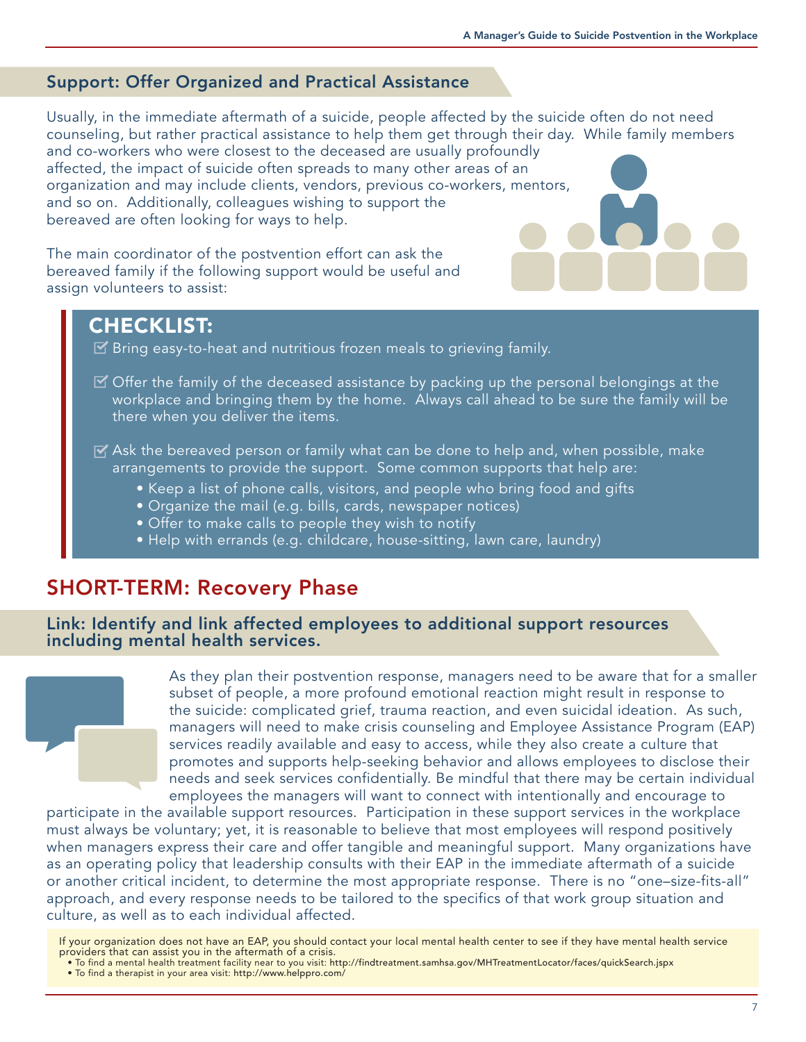## Support: Offer Organized and Practical Assistance

Usually, in the immediate aftermath of a suicide, people affected by the suicide often do not need counseling, but rather practical assistance to help them get through their day. While family members and co-workers who were closest to the deceased are usually profoundly affected, the impact of suicide often spreads to many other areas of an organization and may include clients, vendors, previous co-workers, mentors, and so on. Additionally, colleagues wishing to support the bereaved are often looking for ways to help.

The main coordinator of the postvention effort can ask the bereaved family if the following support would be useful and assign volunteers to assist:

### CHECKLIST:

- ☑ Bring easy-to-heat and nutritious frozen meals to grieving family.
- ☑ Offer the family of the deceased assistance by packing up the personal belongings at the workplace and bringing them by the home. Always call ahead to be sure the family will be there when you deliver the items.
- ☑ Ask the bereaved person or family what can be done to help and, when possible, make arrangements to provide the support. Some common supports that help are:
  - Keep a list of phone calls, visitors, and people who bring food and gifts
  - Organize the mail (e.g. bills, cards, newspaper notices)
  - Offer to make calls to people they wish to notify
  - Help with errands (e.g. childcare, house-sitting, lawn care, laundry)

# SHORT-TERM: Recovery Phase

## Link: Identify and link affected employees to additional support resources including mental health services.

As they plan their postvention response, managers need to be aware that for a smaller subset of people, a more profound emotional reaction might result in response to the suicide: complicated grief, trauma reaction, and even suicidal ideation. As such, managers will need to make crisis counseling and Employee Assistance Program (EAP) services readily available and easy to access, while they also create a culture that promotes and supports help-seeking behavior and allows employees to disclose their needs and seek services confidentially. Be mindful that there may be certain individual employees the managers will want to connect with intentionally and encourage to participate in the available support resources. Participation in these support services in the workplace must always be voluntary; yet, it is reasonable to believe that most employees will respond positively when managers express their care and offer tangible and meaningful support. Many organizations have as an operating policy that leadership consults with their EAP in the immediate aftermath of a suicide or another critical incident, to determine the most appropriate response. There is no "one–size-fits-all" approach, and every response needs to be tailored to the specifics of that work group situation and culture, as well as to each individual affected.

If your organization does not have an EAP, you should contact your local mental health center to see if they have mental health service providers that can assist you in the aftermath of a crisis.

- To find a mental health treatment facility near to you visit: http://findtreatment.samhsa.gov/MHTreatmentLocator/faces/quickSearch.jspx
- To find a therapist in your area visit: http://www.helppro.com/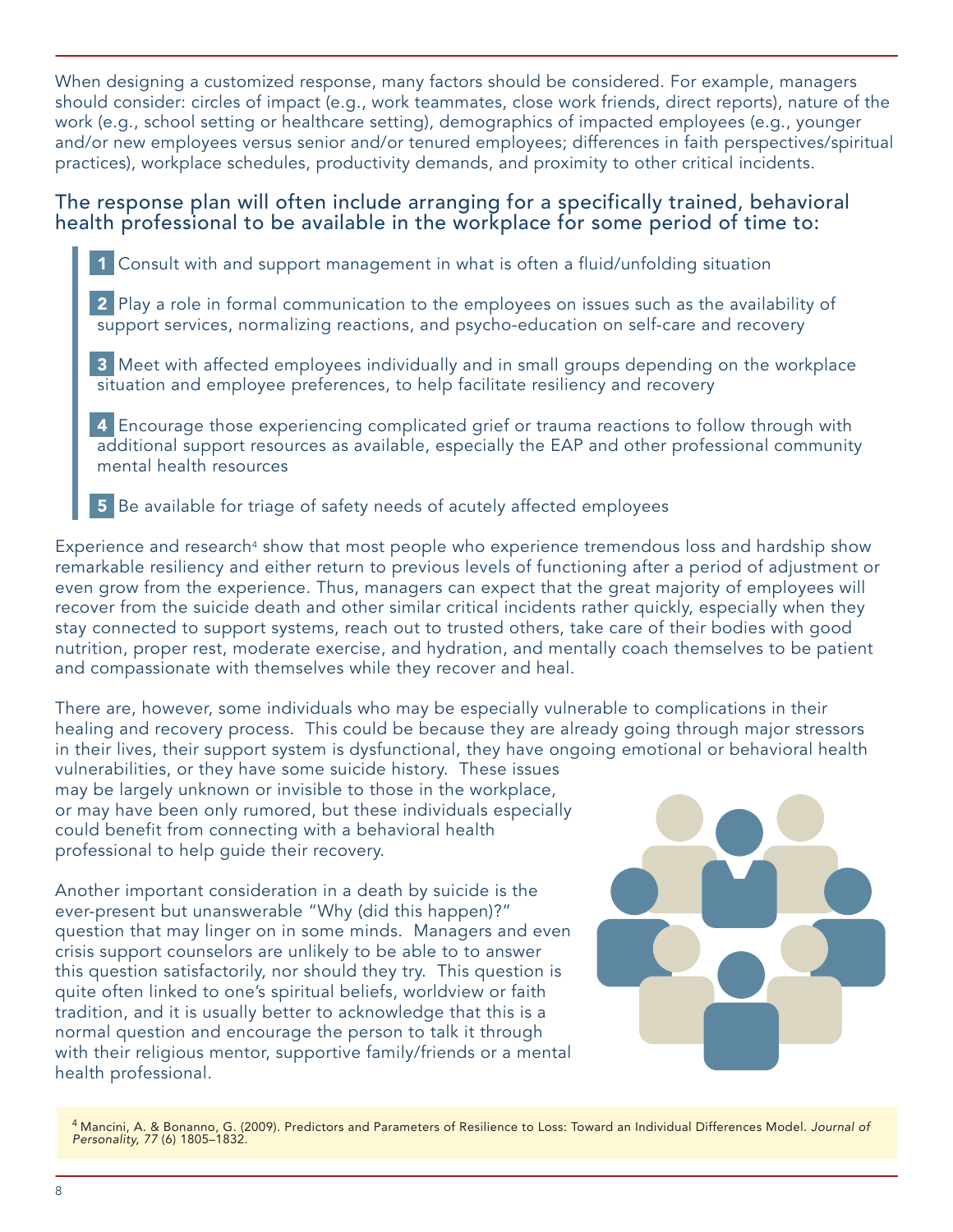When designing a customized response, many factors should be considered. For example, managers should consider: circles of impact (e.g., work teammates, close work friends, direct reports), nature of the work (e.g., school setting or healthcare setting), demographics of impacted employees (e.g., younger and/or new employees versus senior and/or tenured employees; differences in faith perspectives/spiritual practices), workplace schedules, productivity demands, and proximity to other critical incidents.

### The response plan will often include arranging for a specifically trained, behavioral health professional to be available in the workplace for some period of time to:

1. Consult with and support management in what is often a fluid/unfolding situation
2. Play a role in formal communication to the employees on issues such as the availability of support services, normalizing reactions, and psycho-education on self-care and recovery
3. Meet with affected employees individually and in small groups depending on the workplace situation and employee preferences, to help facilitate resiliency and recovery
4. Encourage those experiencing complicated grief or trauma reactions to follow through with additional support resources as available, especially the EAP and other professional community mental health resources
5. Be available for triage of safety needs of acutely affected employees

Experience and research[4] show that most people who experience tremendous loss and hardship show remarkable resiliency and either return to previous levels of functioning after a period of adjustment or even grow from the experience. Thus, managers can expect that the great majority of employees will recover from the suicide death and other similar critical incidents rather quickly, especially when they stay connected to support systems, reach out to trusted others, take care of their bodies with good nutrition, proper rest, moderate exercise, and hydration, and mentally coach themselves to be patient and compassionate with themselves while they recover and heal.

There are, however, some individuals who may be especially vulnerable to complications in their healing and recovery process. This could be because they are already going through major stressors in their lives, their support system is dysfunctional, they have ongoing emotional or behavioral health vulnerabilities, or they have some suicide history. These issues may be largely unknown or invisible to those in the workplace, or may have been only rumored, but these individuals especially could benefit from connecting with a behavioral health professional to help guide their recovery.

Another important consideration in a death by suicide is the ever-present but unanswerable "Why (did this happen)?" question that may linger on in some minds. Managers and even crisis support counselors are unlikely to be able to to answer this question satisfactorily, nor should they try. This question is quite often linked to one's spiritual beliefs, worldview or faith tradition, and it is usually better to acknowledge that this is a normal question and encourage the person to talk it through with their religious mentor, supportive family/friends or a mental health professional.

[4] Mancini, A. & Bonanno, G. (2009). Predictors and Parameters of Resilience to Loss: Toward an Individual Differences Model. *Journal of Personality, 77* (6) 1805–1832.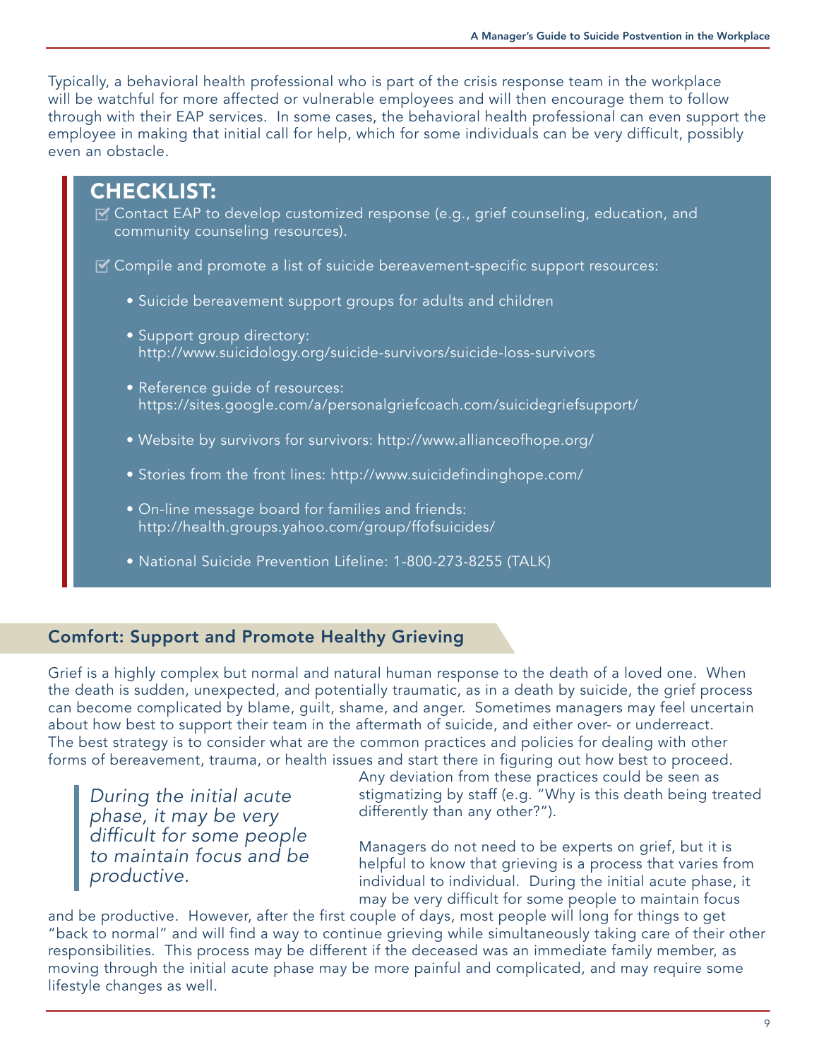Typically, a behavioral health professional who is part of the crisis response team in the workplace will be watchful for more affected or vulnerable employees and will then encourage them to follow through with their EAP services. In some cases, the behavioral health professional can even support the employee in making that initial call for help, which for some individuals can be very difficult, possibly even an obstacle.

## CHECKLIST:

- ☑ Contact EAP to develop customized response (e.g., grief counseling, education, and community counseling resources).
- ☑ Compile and promote a list of suicide bereavement-specific support resources:
  - Suicide bereavement support groups for adults and children
  - Support group directory: http://www.suicidology.org/suicide-survivors/suicide-loss-survivors
  - Reference guide of resources: https://sites.google.com/a/personalgriefcoach.com/suicidegriefsupport/
  - Website by survivors for survivors: http://www.allianceofhope.org/
  - Stories from the front lines: http://www.suicidefindinghope.com/
  - On-line message board for families and friends: http://health.groups.yahoo.com/group/ffofsuicides/
  - National Suicide Prevention Lifeline: 1-800-273-8255 (TALK)

## Comfort: Support and Promote Healthy Grieving

Grief is a highly complex but normal and natural human response to the death of a loved one. When the death is sudden, unexpected, and potentially traumatic, as in a death by suicide, the grief process can become complicated by blame, guilt, shame, and anger. Sometimes managers may feel uncertain about how best to support their team in the aftermath of suicide, and either over- or underreact. The best strategy is to consider what are the common practices and policies for dealing with other forms of bereavement, trauma, or health issues and start there in figuring out how best to proceed. Any deviation from these practices could be seen as stigmatizing by staff (e.g. "Why is this death being treated differently than any other?").

> *During the initial acute phase, it may be very difficult for some people to maintain focus and be productive.*

Managers do not need to be experts on grief, but it is helpful to know that grieving is a process that varies from individual to individual. During the initial acute phase, it may be very difficult for some people to maintain focus and be productive. However, after the first couple of days, most people will long for things to get "back to normal" and will find a way to continue grieving while simultaneously taking care of their other responsibilities. This process may be different if the deceased was an immediate family member, as moving through the initial acute phase may be more painful and complicated, and may require some lifestyle changes as well.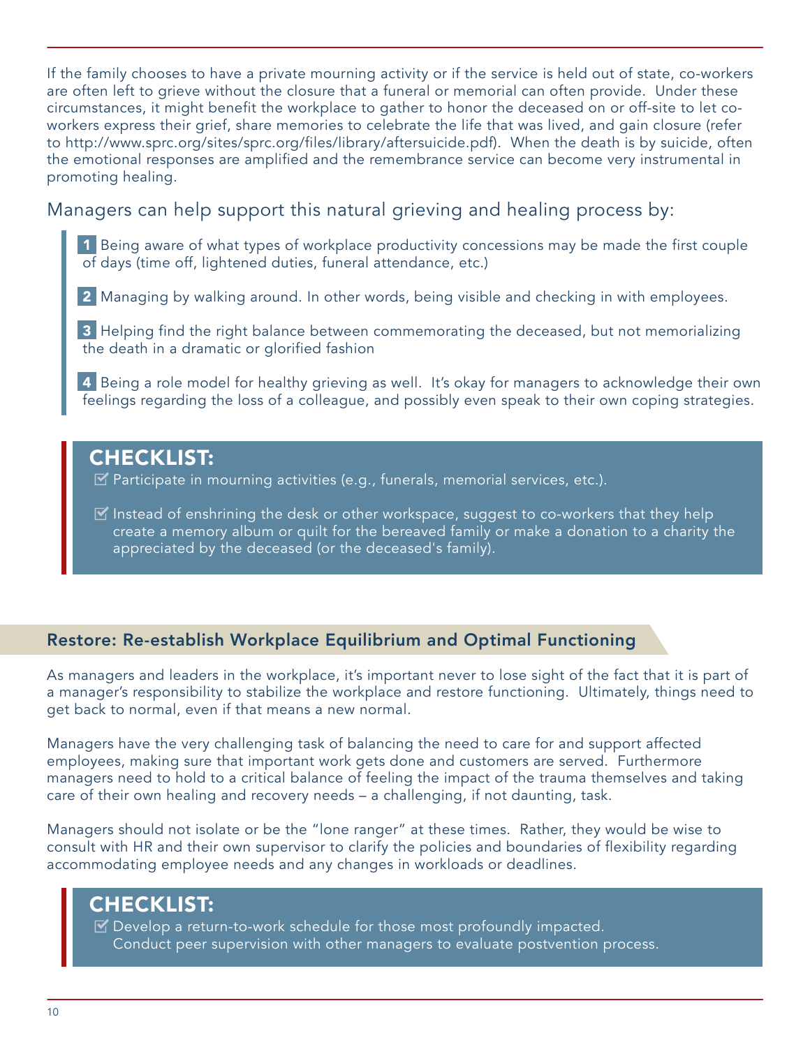If the family chooses to have a private mourning activity or if the service is held out of state, co-workers are often left to grieve without the closure that a funeral or memorial can often provide. Under these circumstances, it might benefit the workplace to gather to honor the deceased on or off-site to let co-workers express their grief, share memories to celebrate the life that was lived, and gain closure (refer to http://www.sprc.org/sites/sprc.org/files/library/aftersuicide.pdf). When the death is by suicide, often the emotional responses are amplified and the remembrance service can become very instrumental in promoting healing.

Managers can help support this natural grieving and healing process by:

1. Being aware of what types of workplace productivity concessions may be made the first couple of days (time off, lightened duties, funeral attendance, etc.)
2. Managing by walking around. In other words, being visible and checking in with employees.
3. Helping find the right balance between commemorating the deceased, but not memorializing the death in a dramatic or glorified fashion
4. Being a role model for healthy grieving as well. It's okay for managers to acknowledge their own feelings regarding the loss of a colleague, and possibly even speak to their own coping strategies.

## CHECKLIST:

- ☑ Participate in mourning activities (e.g., funerals, memorial services, etc.).
- ☑ Instead of enshrining the desk or other workspace, suggest to co-workers that they help create a memory album or quilt for the bereaved family or make a donation to a charity the appreciated by the deceased (or the deceased's family).

## Restore: Re-establish Workplace Equilibrium and Optimal Functioning

As managers and leaders in the workplace, it's important never to lose sight of the fact that it is part of a manager's responsibility to stabilize the workplace and restore functioning. Ultimately, things need to get back to normal, even if that means a new normal.

Managers have the very challenging task of balancing the need to care for and support affected employees, making sure that important work gets done and customers are served. Furthermore managers need to hold to a critical balance of feeling the impact of the trauma themselves and taking care of their own healing and recovery needs – a challenging, if not daunting, task.

Managers should not isolate or be the "lone ranger" at these times. Rather, they would be wise to consult with HR and their own supervisor to clarify the policies and boundaries of flexibility regarding accommodating employee needs and any changes in workloads or deadlines.

## CHECKLIST:

- ☑ Develop a return-to-work schedule for those most profoundly impacted.
  Conduct peer supervision with other managers to evaluate postvention process.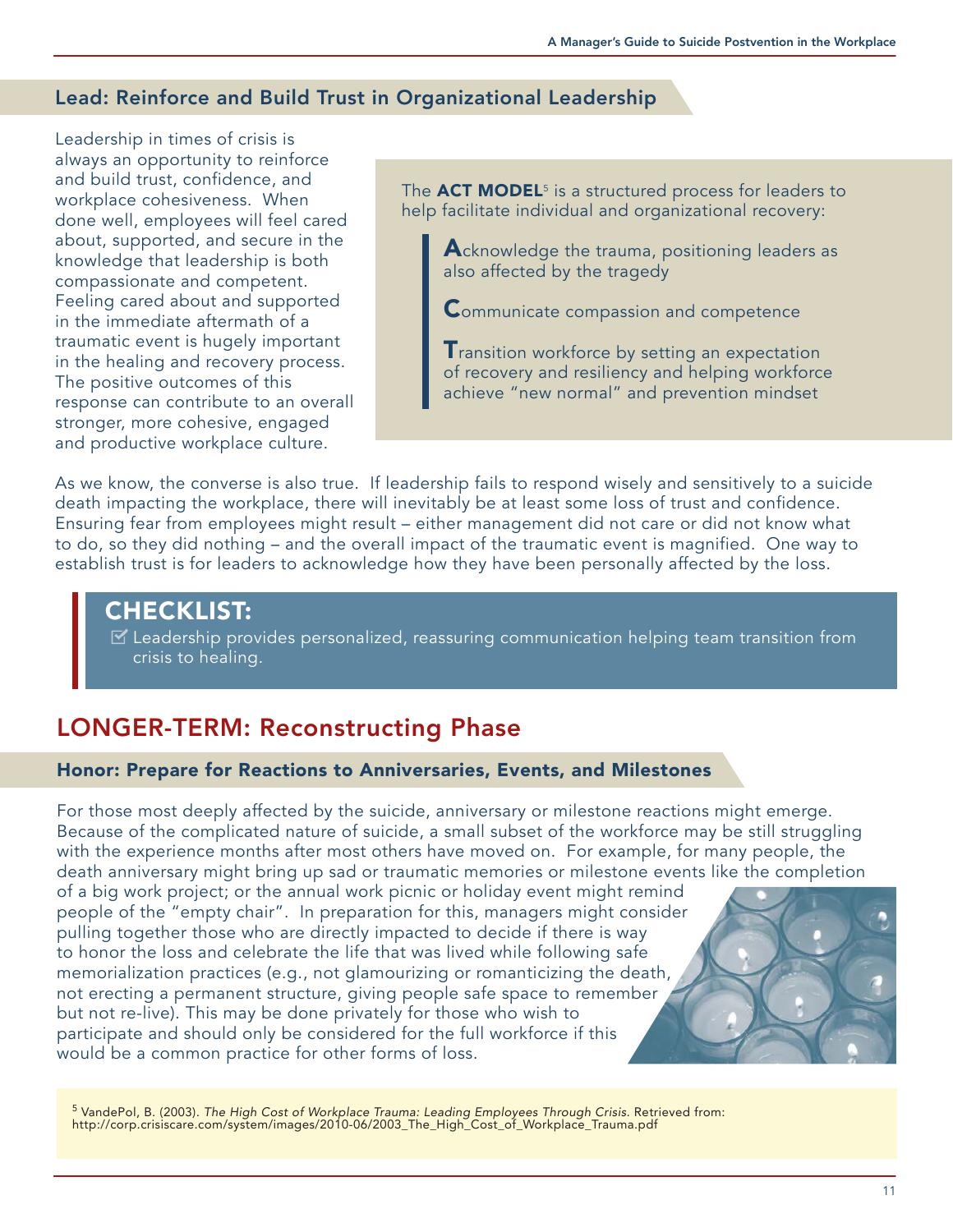## Lead: Reinforce and Build Trust in Organizational Leadership

Leadership in times of crisis is always an opportunity to reinforce and build trust, confidence, and workplace cohesiveness. When done well, employees will feel cared about, supported, and secure in the knowledge that leadership is both compassionate and competent. Feeling cared about and supported in the immediate aftermath of a traumatic event is hugely important in the healing and recovery process. The positive outcomes of this response can contribute to an overall stronger, more cohesive, engaged and productive workplace culture.

The **ACT MODEL**[5] is a structured process for leaders to help facilitate individual and organizational recovery:

> **A**cknowledge the trauma, positioning leaders as also affected by the tragedy
>
> **C**ommunicate compassion and competence
>
> **T**ransition workforce by setting an expectation of recovery and resiliency and helping workforce achieve "new normal" and prevention mindset

As we know, the converse is also true. If leadership fails to respond wisely and sensitively to a suicide death impacting the workplace, there will inevitably be at least some loss of trust and confidence. Ensuring fear from employees might result – either management did not care or did not know what to do, so they did nothing – and the overall impact of the traumatic event is magnified. One way to establish trust is for leaders to acknowledge how they have been personally affected by the loss.

**CHECKLIST:**

- ☑ Leadership provides personalized, reassuring communication helping team transition from crisis to healing.

# LONGER-TERM: Reconstructing Phase

## Honor: Prepare for Reactions to Anniversaries, Events, and Milestones

For those most deeply affected by the suicide, anniversary or milestone reactions might emerge. Because of the complicated nature of suicide, a small subset of the workforce may be still struggling with the experience months after most others have moved on. For example, for many people, the death anniversary might bring up sad or traumatic memories or milestone events like the completion of a big work project; or the annual work picnic or holiday event might remind people of the "empty chair". In preparation for this, managers might consider pulling together those who are directly impacted to decide if there is way to honor the loss and celebrate the life that was lived while following safe memorialization practices (e.g., not glamourizing or romanticizing the death, not erecting a permanent structure, giving people safe space to remember but not re-live). This may be done privately for those who wish to participate and should only be considered for the full workforce if this would be a common practice for other forms of loss.

[5] VandePol, B. (2003). *The High Cost of Workplace Trauma: Leading Employees Through Crisis.* Retrieved from: http://corp.crisiscare.com/system/images/2010-06/2003_The_High_Cost_of_Workplace_Trauma.pdf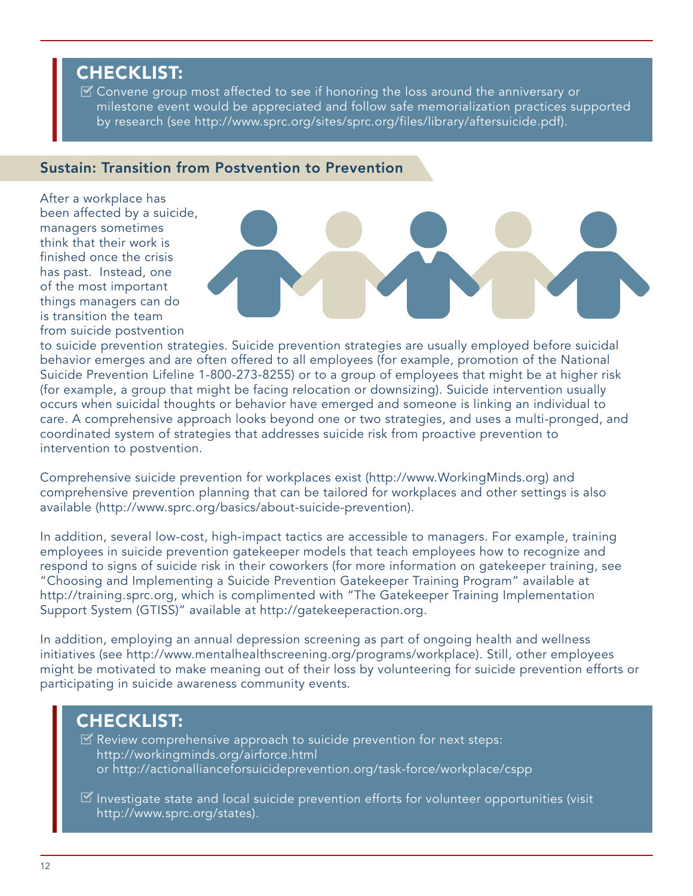## CHECKLIST:

- ☑ Convene group most affected to see if honoring the loss around the anniversary or milestone event would be appreciated and follow safe memorialization practices supported by research (see http://www.sprc.org/sites/sprc.org/files/library/aftersuicide.pdf).

## Sustain: Transition from Postvention to Prevention

After a workplace has been affected by a suicide, managers sometimes think that their work is finished once the crisis has past. Instead, one of the most important things managers can do is transition the team from suicide postvention to suicide prevention strategies. Suicide prevention strategies are usually employed before suicidal behavior emerges and are often offered to all employees (for example, promotion of the National Suicide Prevention Lifeline 1-800-273-8255) or to a group of employees that might be at higher risk (for example, a group that might be facing relocation or downsizing). Suicide intervention usually occurs when suicidal thoughts or behavior have emerged and someone is linking an individual to care. A comprehensive approach looks beyond one or two strategies, and uses a multi-pronged, and coordinated system of strategies that addresses suicide risk from proactive prevention to intervention to postvention.

Comprehensive suicide prevention for workplaces exist (http://www.WorkingMinds.org) and comprehensive prevention planning that can be tailored for workplaces and other settings is also available (http://www.sprc.org/basics/about-suicide-prevention).

In addition, several low-cost, high-impact tactics are accessible to managers. For example, training employees in suicide prevention gatekeeper models that teach employees how to recognize and respond to signs of suicide risk in their coworkers (for more information on gatekeeper training, see "Choosing and Implementing a Suicide Prevention Gatekeeper Training Program" available at http://training.sprc.org, which is complimented with "The Gatekeeper Training Implementation Support System (GTISS)" available at http://gatekeeperaction.org.

In addition, employing an annual depression screening as part of ongoing health and wellness initiatives (see http://www.mentalhealthscreening.org/programs/workplace). Still, other employees might be motivated to make meaning out of their loss by volunteering for suicide prevention efforts or participating in suicide awareness community events.

## CHECKLIST:

- ☑ Review comprehensive approach to suicide prevention for next steps: http://workingminds.org/airforce.html or http://actionallianceforsuicideprevention.org/task-force/workplace/cspp
- ☑ Investigate state and local suicide prevention efforts for volunteer opportunities (visit http://www.sprc.org/states).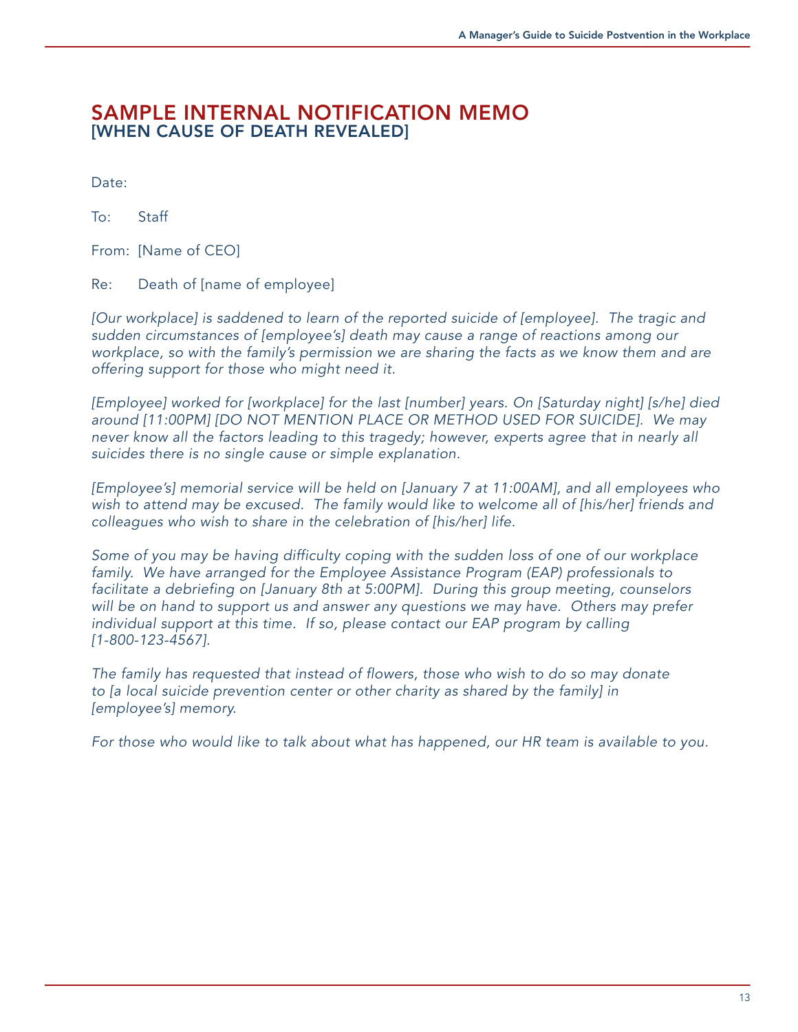# SAMPLE INTERNAL NOTIFICATION MEMO
## [WHEN CAUSE OF DEATH REVEALED]

Date:

To: Staff

From: [Name of CEO]

Re: Death of [name of employee]

*[Our workplace] is saddened to learn of the reported suicide of [employee]. The tragic and sudden circumstances of [employee's] death may cause a range of reactions among our workplace, so with the family's permission we are sharing the facts as we know them and are offering support for those who might need it.*

*[Employee] worked for [workplace] for the last [number] years. On [Saturday night] [s/he] died around [11:00PM] [DO NOT MENTION PLACE OR METHOD USED FOR SUICIDE]. We may never know all the factors leading to this tragedy; however, experts agree that in nearly all suicides there is no single cause or simple explanation.*

*[Employee's] memorial service will be held on [January 7 at 11:00AM], and all employees who wish to attend may be excused. The family would like to welcome all of [his/her] friends and colleagues who wish to share in the celebration of [his/her] life.*

*Some of you may be having difficulty coping with the sudden loss of one of our workplace family. We have arranged for the Employee Assistance Program (EAP) professionals to facilitate a debriefing on [January 8th at 5:00PM]. During this group meeting, counselors will be on hand to support us and answer any questions we may have. Others may prefer individual support at this time. If so, please contact our EAP program by calling [1-800-123-4567].*

*The family has requested that instead of flowers, those who wish to do so may donate to [a local suicide prevention center or other charity as shared by the family] in [employee's] memory.*

*For those who would like to talk about what has happened, our HR team is available to you.*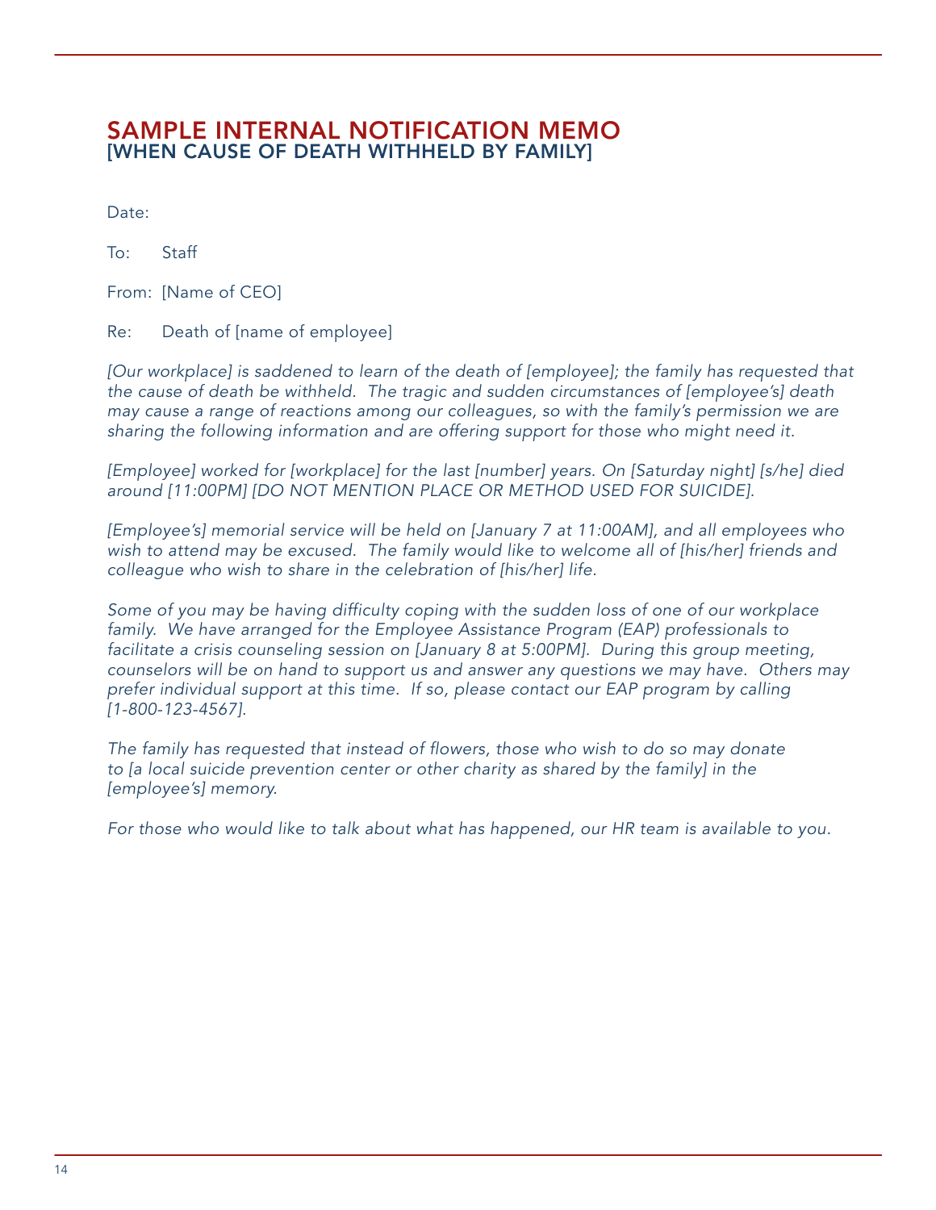# SAMPLE INTERNAL NOTIFICATION MEMO
## [WHEN CAUSE OF DEATH WITHHELD BY FAMILY]

Date:

To: Staff

From: [Name of CEO]

Re: Death of [name of employee]

*[Our workplace] is saddened to learn of the death of [employee]; the family has requested that the cause of death be withheld. The tragic and sudden circumstances of [employee's] death may cause a range of reactions among our colleagues, so with the family's permission we are sharing the following information and are offering support for those who might need it.*

*[Employee] worked for [workplace] for the last [number] years. On [Saturday night] [s/he] died around [11:00PM] [DO NOT MENTION PLACE OR METHOD USED FOR SUICIDE].*

*[Employee's] memorial service will be held on [January 7 at 11:00AM], and all employees who wish to attend may be excused. The family would like to welcome all of [his/her] friends and colleague who wish to share in the celebration of [his/her] life.*

*Some of you may be having difficulty coping with the sudden loss of one of our workplace family. We have arranged for the Employee Assistance Program (EAP) professionals to facilitate a crisis counseling session on [January 8 at 5:00PM]. During this group meeting, counselors will be on hand to support us and answer any questions we may have. Others may prefer individual support at this time. If so, please contact our EAP program by calling [1-800-123-4567].*

*The family has requested that instead of flowers, those who wish to do so may donate to [a local suicide prevention center or other charity as shared by the family] in the [employee's] memory.*

*For those who would like to talk about what has happened, our HR team is available to you.*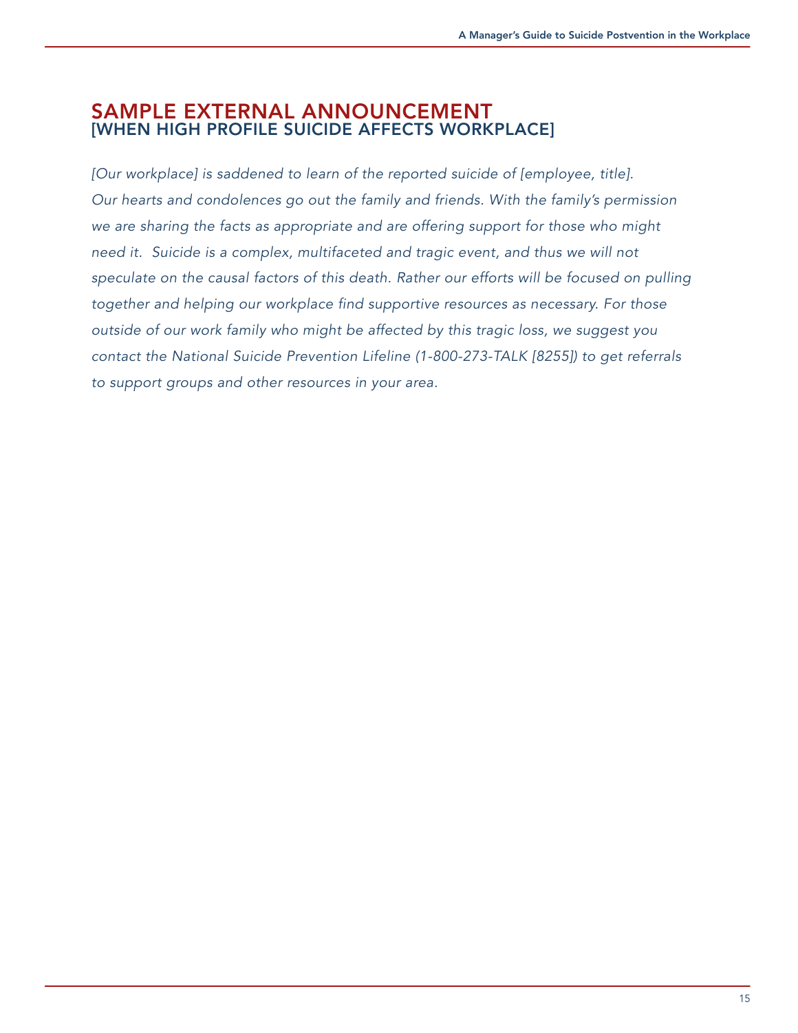## SAMPLE EXTERNAL ANNOUNCEMENT
### [WHEN HIGH PROFILE SUICIDE AFFECTS WORKPLACE]

*[Our workplace] is saddened to learn of the reported suicide of [employee, title]. Our hearts and condolences go out the family and friends. With the family's permission we are sharing the facts as appropriate and are offering support for those who might need it. Suicide is a complex, multifaceted and tragic event, and thus we will not speculate on the causal factors of this death. Rather our efforts will be focused on pulling together and helping our workplace find supportive resources as necessary. For those outside of our work family who might be affected by this tragic loss, we suggest you contact the National Suicide Prevention Lifeline (1-800-273-TALK [8255]) to get referrals to support groups and other resources in your area.*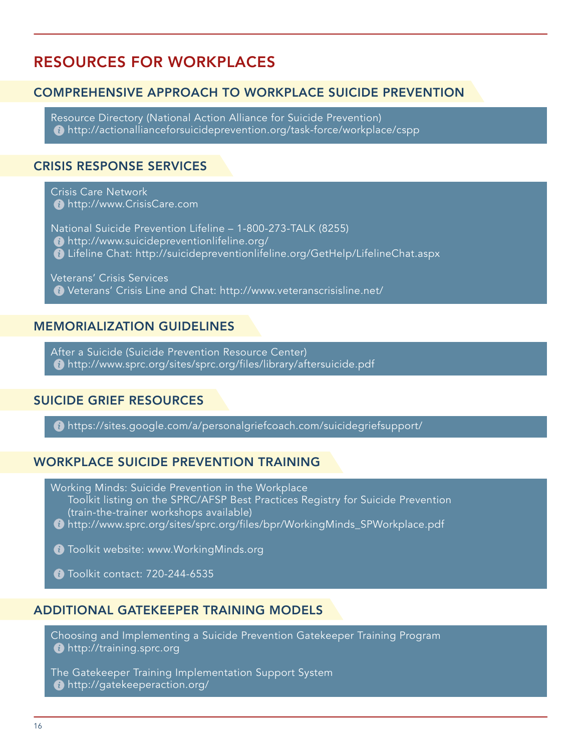# RESOURCES FOR WORKPLACES

## COMPREHENSIVE APPROACH TO WORKPLACE SUICIDE PREVENTION

Resource Directory (National Action Alliance for Suicide Prevention)
- http://actionallianceforsuicideprevention.org/task-force/workplace/cspp

## CRISIS RESPONSE SERVICES

Crisis Care Network
- http://www.CrisisCare.com

National Suicide Prevention Lifeline – 1-800-273-TALK (8255)
- http://www.suicidepreventionlifeline.org/
- Lifeline Chat: http://suicidepreventionlifeline.org/GetHelp/LifelineChat.aspx

Veterans' Crisis Services
- Veterans' Crisis Line and Chat: http://www.veteranscrisisline.net/

## MEMORIALIZATION GUIDELINES

After a Suicide (Suicide Prevention Resource Center)
- http://www.sprc.org/sites/sprc.org/files/library/aftersuicide.pdf

## SUICIDE GRIEF RESOURCES

- https://sites.google.com/a/personalgriefcoach.com/suicidegriefsupport/

## WORKPLACE SUICIDE PREVENTION TRAINING

Working Minds: Suicide Prevention in the Workplace
Toolkit listing on the SPRC/AFSP Best Practices Registry for Suicide Prevention (train-the-trainer workshops available)
- http://www.sprc.org/sites/sprc.org/files/bpr/WorkingMinds_SPWorkplace.pdf
- Toolkit website: www.WorkingMinds.org
- Toolkit contact: 720-244-6535

## ADDITIONAL GATEKEEPER TRAINING MODELS

Choosing and Implementing a Suicide Prevention Gatekeeper Training Program
- http://training.sprc.org

The Gatekeeper Training Implementation Support System
- http://gatekeeperaction.org/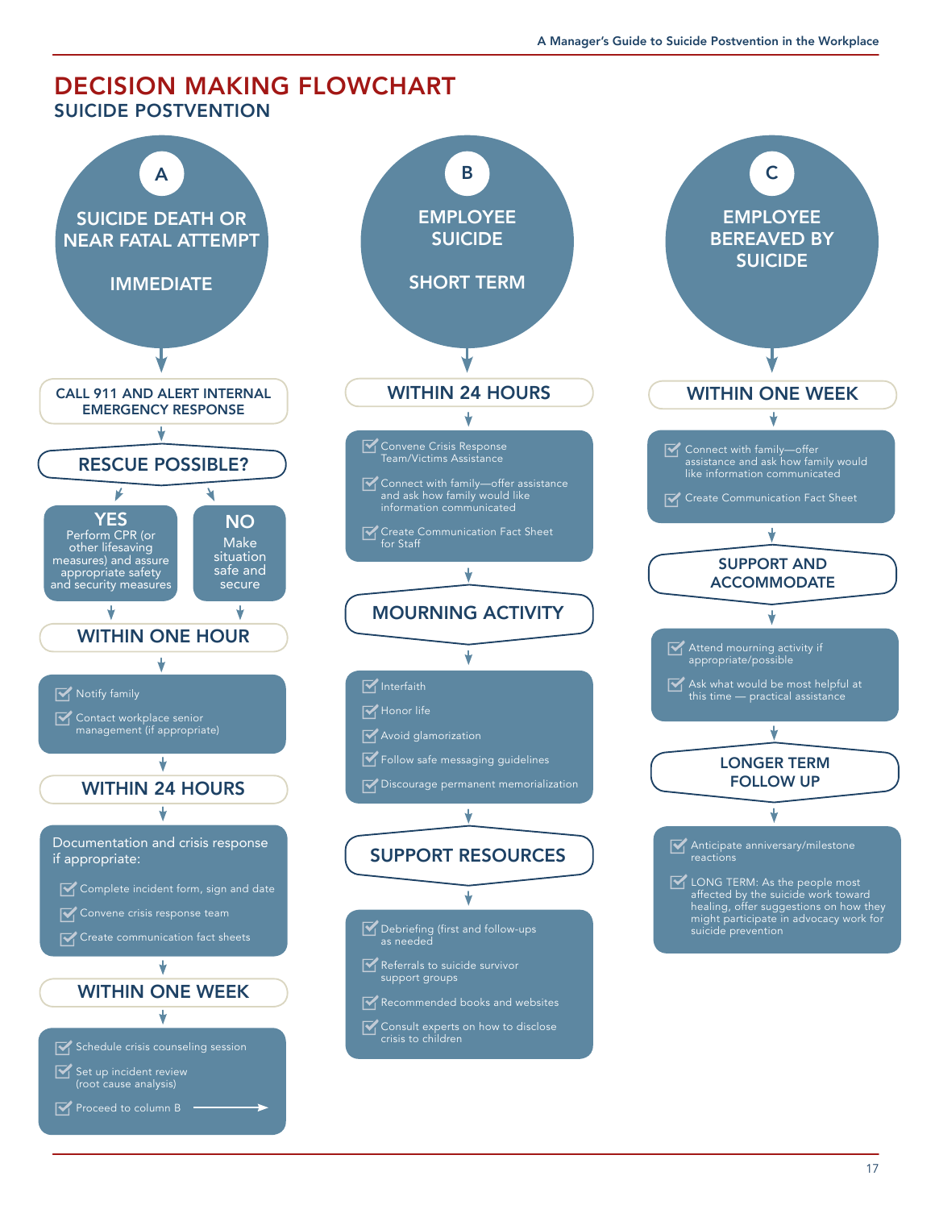# DECISION MAKING FLOWCHART

## SUICIDE POSTVENTION

### A — SUICIDE DEATH OR NEAR FATAL ATTEMPT — IMMEDIATE

**CALL 911 AND ALERT INTERNAL EMERGENCY RESPONSE**

**RESCUE POSSIBLE?**

- **YES** — Perform CPR (or other lifesaving measures) and assure appropriate safety and security measures
- **NO** — Make situation safe and secure

**WITHIN ONE HOUR**

- Notify family
- Contact workplace senior management (if appropriate)

**WITHIN 24 HOURS**

Documentation and crisis response if appropriate:

- Complete incident form, sign and date
- Convene crisis response team
- Create communication fact sheets

**WITHIN ONE WEEK**

- Schedule crisis counseling session
- Set up incident review (root cause analysis)
- Proceed to column B →

### B — EMPLOYEE SUICIDE — SHORT TERM

**WITHIN 24 HOURS**

- Convene Crisis Response Team/Victims Assistance
- Connect with family—offer assistance and ask how family would like information communicated
- Create Communication Fact Sheet for Staff

**MOURNING ACTIVITY**

- Interfaith
- Honor life
- Avoid glamorization
- Follow safe messaging guidelines
- Discourage permanent memorialization

**SUPPORT RESOURCES**

- Debriefing (first and follow-ups as needed
- Referrals to suicide survivor support groups
- Recommended books and websites
- Consult experts on how to disclose crisis to children

### C — EMPLOYEE BEREAVED BY SUICIDE

**WITHIN ONE WEEK**

- Connect with family—offer assistance and ask how family would like information communicated
- Create Communication Fact Sheet

**SUPPORT AND ACCOMMODATE**

- Attend mourning activity if appropriate/possible
- Ask what would be most helpful at this time — practical assistance

**LONGER TERM FOLLOW UP**

- Anticipate anniversary/milestone reactions
- LONG TERM: As the people most affected by the suicide work toward healing, offer suggestions on how they might participate in advocacy work for suicide prevention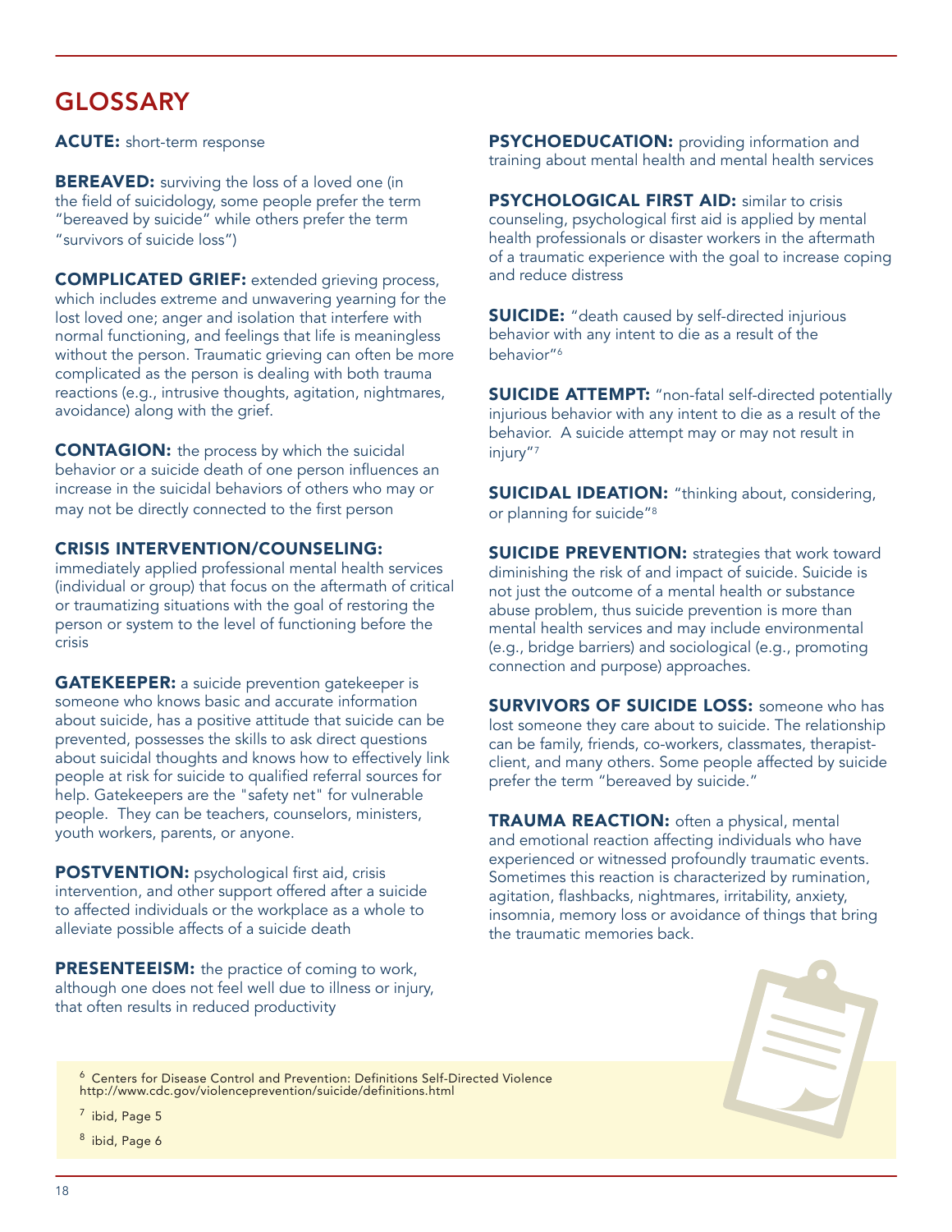## GLOSSARY

**ACUTE:** short-term response

**BEREAVED:** surviving the loss of a loved one (in the field of suicidology, some people prefer the term "bereaved by suicide" while others prefer the term "survivors of suicide loss")

**COMPLICATED GRIEF:** extended grieving process, which includes extreme and unwavering yearning for the lost loved one; anger and isolation that interfere with normal functioning, and feelings that life is meaningless without the person. Traumatic grieving can often be more complicated as the person is dealing with both trauma reactions (e.g., intrusive thoughts, agitation, nightmares, avoidance) along with the grief.

**CONTAGION:** the process by which the suicidal behavior or a suicide death of one person influences an increase in the suicidal behaviors of others who may or may not be directly connected to the first person

**CRISIS INTERVENTION/COUNSELING:** immediately applied professional mental health services (individual or group) that focus on the aftermath of critical or traumatizing situations with the goal of restoring the person or system to the level of functioning before the crisis

**GATEKEEPER:** a suicide prevention gatekeeper is someone who knows basic and accurate information about suicide, has a positive attitude that suicide can be prevented, possesses the skills to ask direct questions about suicidal thoughts and knows how to effectively link people at risk for suicide to qualified referral sources for help. Gatekeepers are the "safety net" for vulnerable people. They can be teachers, counselors, ministers, youth workers, parents, or anyone.

**POSTVENTION:** psychological first aid, crisis intervention, and other support offered after a suicide to affected individuals or the workplace as a whole to alleviate possible affects of a suicide death

**PRESENTEEISM:** the practice of coming to work, although one does not feel well due to illness or injury, that often results in reduced productivity

**PSYCHOEDUCATION:** providing information and training about mental health and mental health services

**PSYCHOLOGICAL FIRST AID:** similar to crisis counseling, psychological first aid is applied by mental health professionals or disaster workers in the aftermath of a traumatic experience with the goal to increase coping and reduce distress

**SUICIDE:** "death caused by self-directed injurious behavior with any intent to die as a result of the behavior"[6]

**SUICIDE ATTEMPT:** "non-fatal self-directed potentially injurious behavior with any intent to die as a result of the behavior. A suicide attempt may or may not result in injury"[7]

**SUICIDAL IDEATION:** "thinking about, considering, or planning for suicide"[8]

**SUICIDE PREVENTION:** strategies that work toward diminishing the risk of and impact of suicide. Suicide is not just the outcome of a mental health or substance abuse problem, thus suicide prevention is more than mental health services and may include environmental (e.g., bridge barriers) and sociological (e.g., promoting connection and purpose) approaches.

**SURVIVORS OF SUICIDE LOSS:** someone who has lost someone they care about to suicide. The relationship can be family, friends, co-workers, classmates, therapist-client, and many others. Some people affected by suicide prefer the term "bereaved by suicide."

**TRAUMA REACTION:** often a physical, mental and emotional reaction affecting individuals who have experienced or witnessed profoundly traumatic events. Sometimes this reaction is characterized by rumination, agitation, flashbacks, nightmares, irritability, anxiety, insomnia, memory loss or avoidance of things that bring the traumatic memories back.

---

[6] Centers for Disease Control and Prevention: Definitions Self-Directed Violence http://www.cdc.gov/violenceprevention/suicide/definitions.html

[7] ibid, Page 5

[8] ibid, Page 6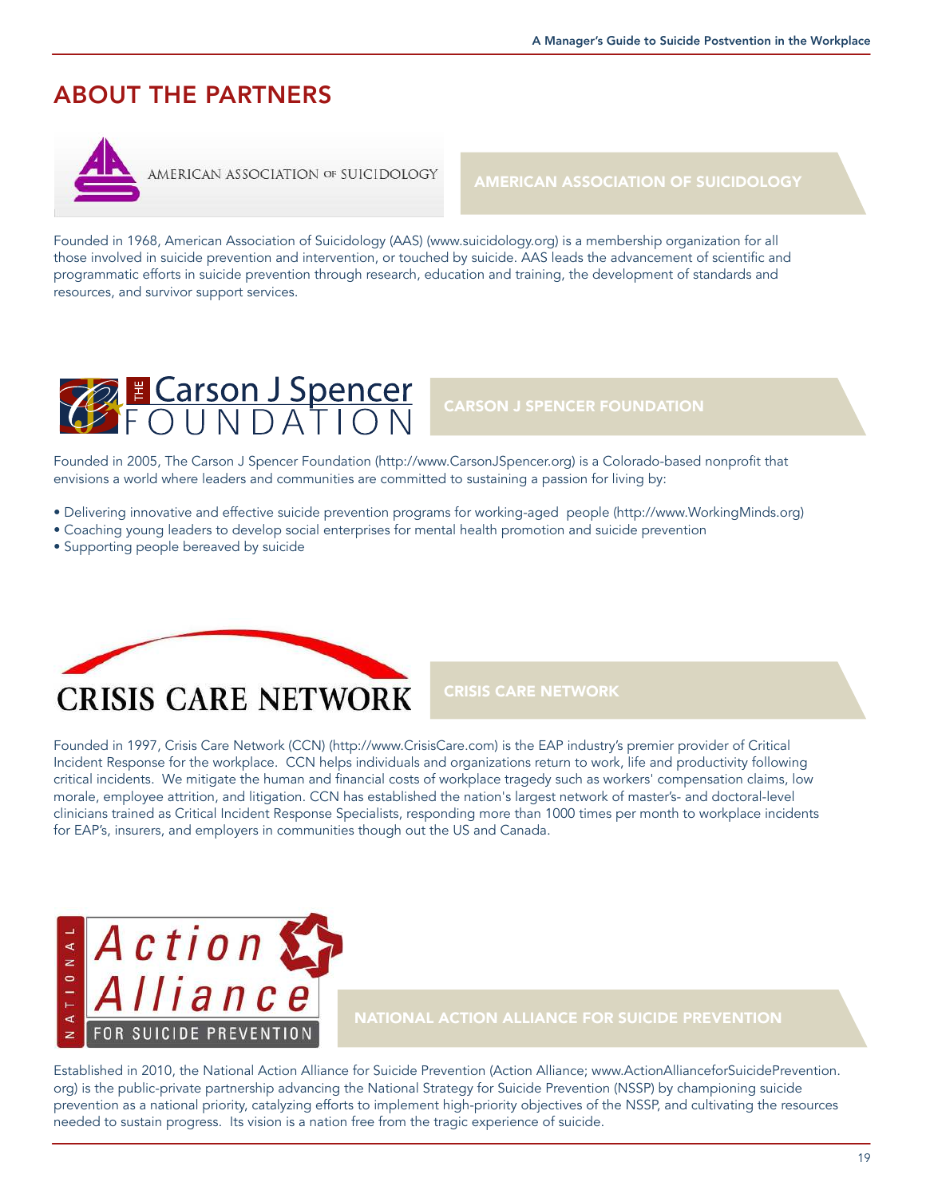## ABOUT THE PARTNERS

### AMERICAN ASSOCIATION OF SUICIDOLOGY

Founded in 1968, American Association of Suicidology (AAS) (www.suicidology.org) is a membership organization for all those involved in suicide prevention and intervention, or touched by suicide. AAS leads the advancement of scientific and programmatic efforts in suicide prevention through research, education and training, the development of standards and resources, and survivor support services.

### CARSON J SPENCER FOUNDATION

Founded in 2005, The Carson J Spencer Foundation (http://www.CarsonJSpencer.org) is a Colorado-based nonprofit that envisions a world where leaders and communities are committed to sustaining a passion for living by:

- Delivering innovative and effective suicide prevention programs for working-aged people (http://www.WorkingMinds.org)
- Coaching young leaders to develop social enterprises for mental health promotion and suicide prevention
- Supporting people bereaved by suicide

### CRISIS CARE NETWORK

Founded in 1997, Crisis Care Network (CCN) (http://www.CrisisCare.com) is the EAP industry's premier provider of Critical Incident Response for the workplace. CCN helps individuals and organizations return to work, life and productivity following critical incidents. We mitigate the human and financial costs of workplace tragedy such as workers' compensation claims, low morale, employee attrition, and litigation. CCN has established the nation's largest network of master's- and doctoral-level clinicians trained as Critical Incident Response Specialists, responding more than 1000 times per month to workplace incidents for EAP's, insurers, and employers in communities though out the US and Canada.

### NATIONAL ACTION ALLIANCE FOR SUICIDE PREVENTION

Established in 2010, the National Action Alliance for Suicide Prevention (Action Alliance; www.ActionAllianceforSuicidePrevention.org) is the public-private partnership advancing the National Strategy for Suicide Prevention (NSSP) by championing suicide prevention as a national priority, catalyzing efforts to implement high-priority objectives of the NSSP, and cultivating the resources needed to sustain progress. Its vision is a nation free from the tragic experience of suicide.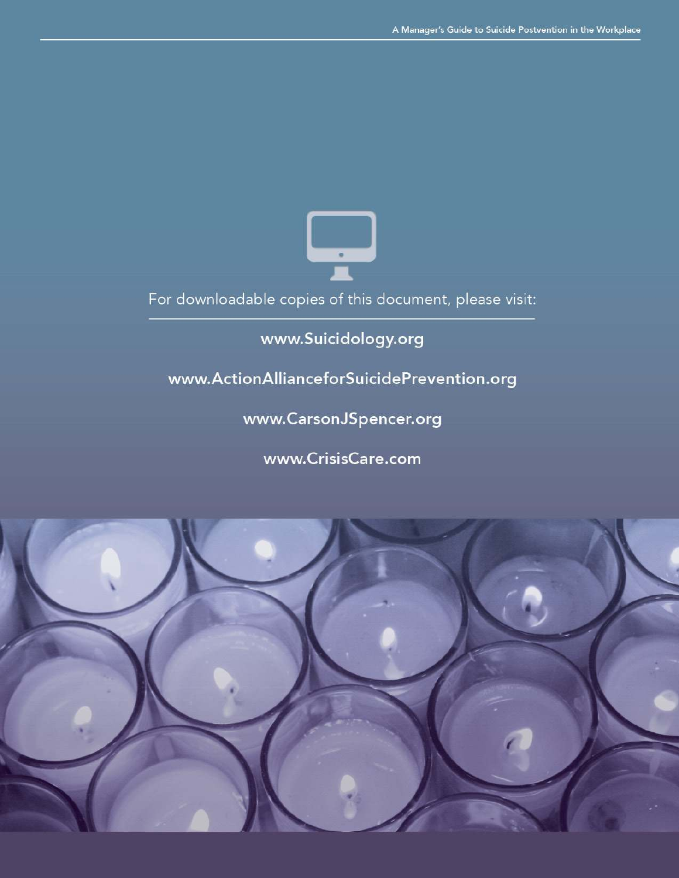For downloadable copies of this document, please visit:

www.Suicidology.org

www.ActionAllianceforSuicidePrevention.org

www.CarsonJSpencer.org

www.CrisisCare.com